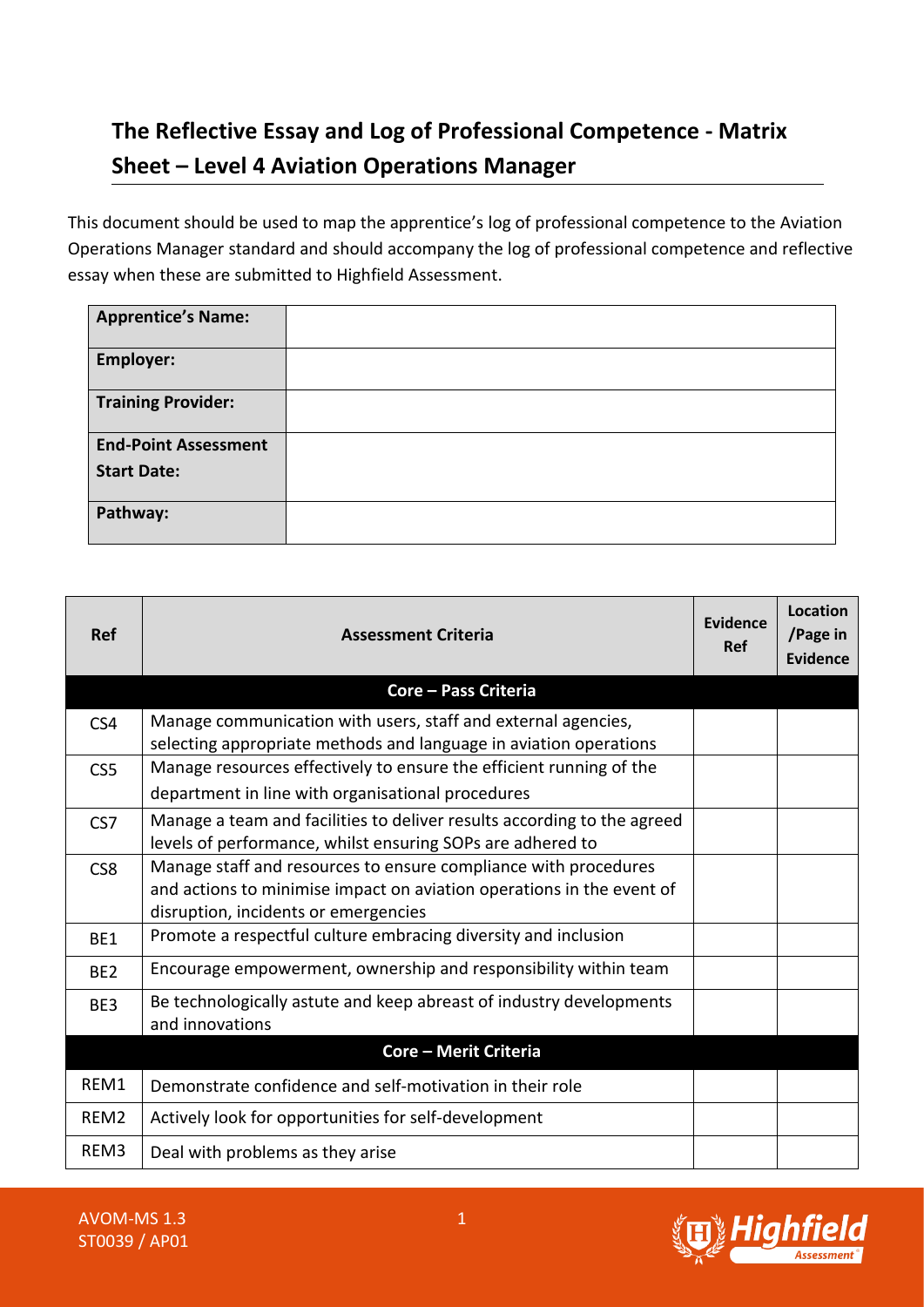# The Reflective Essay and Log of Professional Competence - Matrix Sheet – Level 4 Aviation Operations Manager

This document should be used to map the apprentice's log of professional competence to the Aviation Operations Manager standard and should accompany the log of professional competence and reflective essay when these are submitted to Highfield Assessment.

| | |
|---|---|
| **Apprentice's Name:** | |
| **Employer:** | |
| **Training Provider:** | |
| **End-Point Assessment Start Date:** | |
| **Pathway:** | |

| Ref | Assessment Criteria | Evidence Ref | Location /Page in Evidence |
|---|---|---|---|
| | **Core – Pass Criteria** | | |
| CS4 | Manage communication with users, staff and external agencies, selecting appropriate methods and language in aviation operations | | |
| CS5 | Manage resources effectively to ensure the efficient running of the department in line with organisational procedures | | |
| CS7 | Manage a team and facilities to deliver results according to the agreed levels of performance, whilst ensuring SOPs are adhered to | | |
| CS8 | Manage staff and resources to ensure compliance with procedures and actions to minimise impact on aviation operations in the event of disruption, incidents or emergencies | | |
| BE1 | Promote a respectful culture embracing diversity and inclusion | | |
| BE2 | Encourage empowerment, ownership and responsibility within team | | |
| BE3 | Be technologically astute and keep abreast of industry developments and innovations | | |
| | **Core – Merit Criteria** | | |
| REM1 | Demonstrate confidence and self-motivation in their role | | |
| REM2 | Actively look for opportunities for self-development | | |
| REM3 | Deal with problems as they arise | | |

AVOM-MS 1.3
ST0039 / AP01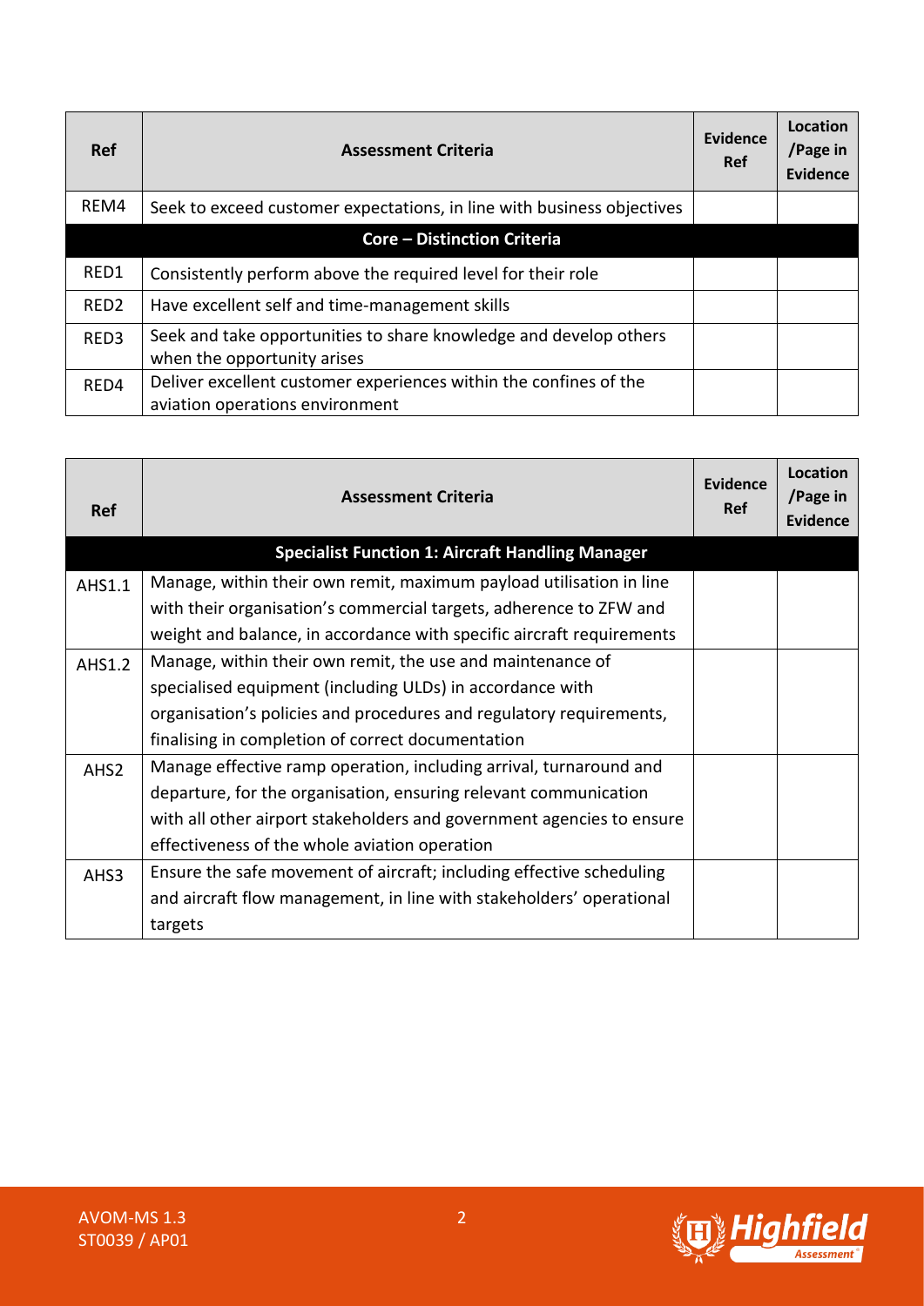| Ref | Assessment Criteria | Evidence Ref | Location /Page in Evidence |
|---|---|---|---|
| REM4 | Seek to exceed customer expectations, in line with business objectives | | |
| | **Core – Distinction Criteria** | | |
| RED1 | Consistently perform above the required level for their role | | |
| RED2 | Have excellent self and time-management skills | | |
| RED3 | Seek and take opportunities to share knowledge and develop others when the opportunity arises | | |
| RED4 | Deliver excellent customer experiences within the confines of the aviation operations environment | | |

| Ref | Assessment Criteria | Evidence Ref | Location /Page in Evidence |
|---|---|---|---|
| | **Specialist Function 1: Aircraft Handling Manager** | | |
| AHS1.1 | Manage, within their own remit, maximum payload utilisation in line with their organisation's commercial targets, adherence to ZFW and weight and balance, in accordance with specific aircraft requirements | | |
| AHS1.2 | Manage, within their own remit, the use and maintenance of specialised equipment (including ULDs) in accordance with organisation's policies and procedures and regulatory requirements, finalising in completion of correct documentation | | |
| AHS2 | Manage effective ramp operation, including arrival, turnaround and departure, for the organisation, ensuring relevant communication with all other airport stakeholders and government agencies to ensure effectiveness of the whole aviation operation | | |
| AHS3 | Ensure the safe movement of aircraft; including effective scheduling and aircraft flow management, in line with stakeholders' operational targets | | |

AVOM-MS 1.3
ST0039 / AP01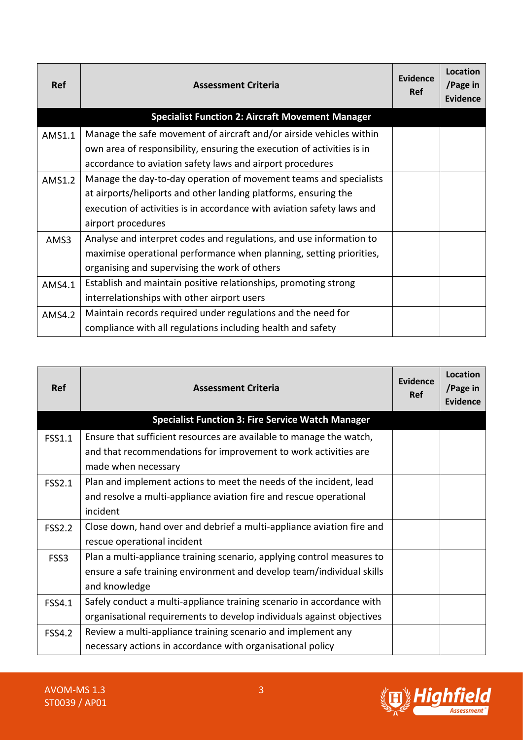| Ref | Assessment Criteria | Evidence Ref | Location /Page in Evidence |
|---|---|---|---|
| | **Specialist Function 2: Aircraft Movement Manager** | | |
| AMS1.1 | Manage the safe movement of aircraft and/or airside vehicles within own area of responsibility, ensuring the execution of activities is in accordance to aviation safety laws and airport procedures | | |
| AMS1.2 | Manage the day-to-day operation of movement teams and specialists at airports/heliports and other landing platforms, ensuring the execution of activities is in accordance with aviation safety laws and airport procedures | | |
| AMS3 | Analyse and interpret codes and regulations, and use information to maximise operational performance when planning, setting priorities, organising and supervising the work of others | | |
| AMS4.1 | Establish and maintain positive relationships, promoting strong interrelationships with other airport users | | |
| AMS4.2 | Maintain records required under regulations and the need for compliance with all regulations including health and safety | | |

| Ref | Assessment Criteria | Evidence Ref | Location /Page in Evidence |
|---|---|---|---|
| | **Specialist Function 3: Fire Service Watch Manager** | | |
| FSS1.1 | Ensure that sufficient resources are available to manage the watch, and that recommendations for improvement to work activities are made when necessary | | |
| FSS2.1 | Plan and implement actions to meet the needs of the incident, lead and resolve a multi-appliance aviation fire and rescue operational incident | | |
| FSS2.2 | Close down, hand over and debrief a multi-appliance aviation fire and rescue operational incident | | |
| FSS3 | Plan a multi-appliance training scenario, applying control measures to ensure a safe training environment and develop team/individual skills and knowledge | | |
| FSS4.1 | Safely conduct a multi-appliance training scenario in accordance with organisational requirements to develop individuals against objectives | | |
| FSS4.2 | Review a multi-appliance training scenario and implement any necessary actions in accordance with organisational policy | | |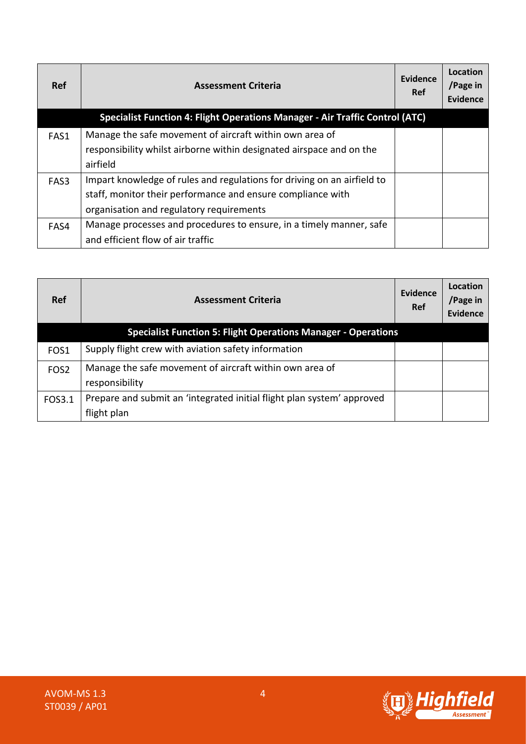| Ref | Assessment Criteria | Evidence Ref | Location /Page in Evidence |
|---|---|---|---|
| | **Specialist Function 4: Flight Operations Manager - Air Traffic Control (ATC)** | | |
| FAS1 | Manage the safe movement of aircraft within own area of responsibility whilst airborne within designated airspace and on the airfield | | |
| FAS3 | Impart knowledge of rules and regulations for driving on an airfield to staff, monitor their performance and ensure compliance with organisation and regulatory requirements | | |
| FAS4 | Manage processes and procedures to ensure, in a timely manner, safe and efficient flow of air traffic | | |

| Ref | Assessment Criteria | Evidence Ref | Location /Page in Evidence |
|---|---|---|---|
| | **Specialist Function 5: Flight Operations Manager - Operations** | | |
| FOS1 | Supply flight crew with aviation safety information | | |
| FOS2 | Manage the safe movement of aircraft within own area of responsibility | | |
| FOS3.1 | Prepare and submit an 'integrated initial flight plan system' approved flight plan | | |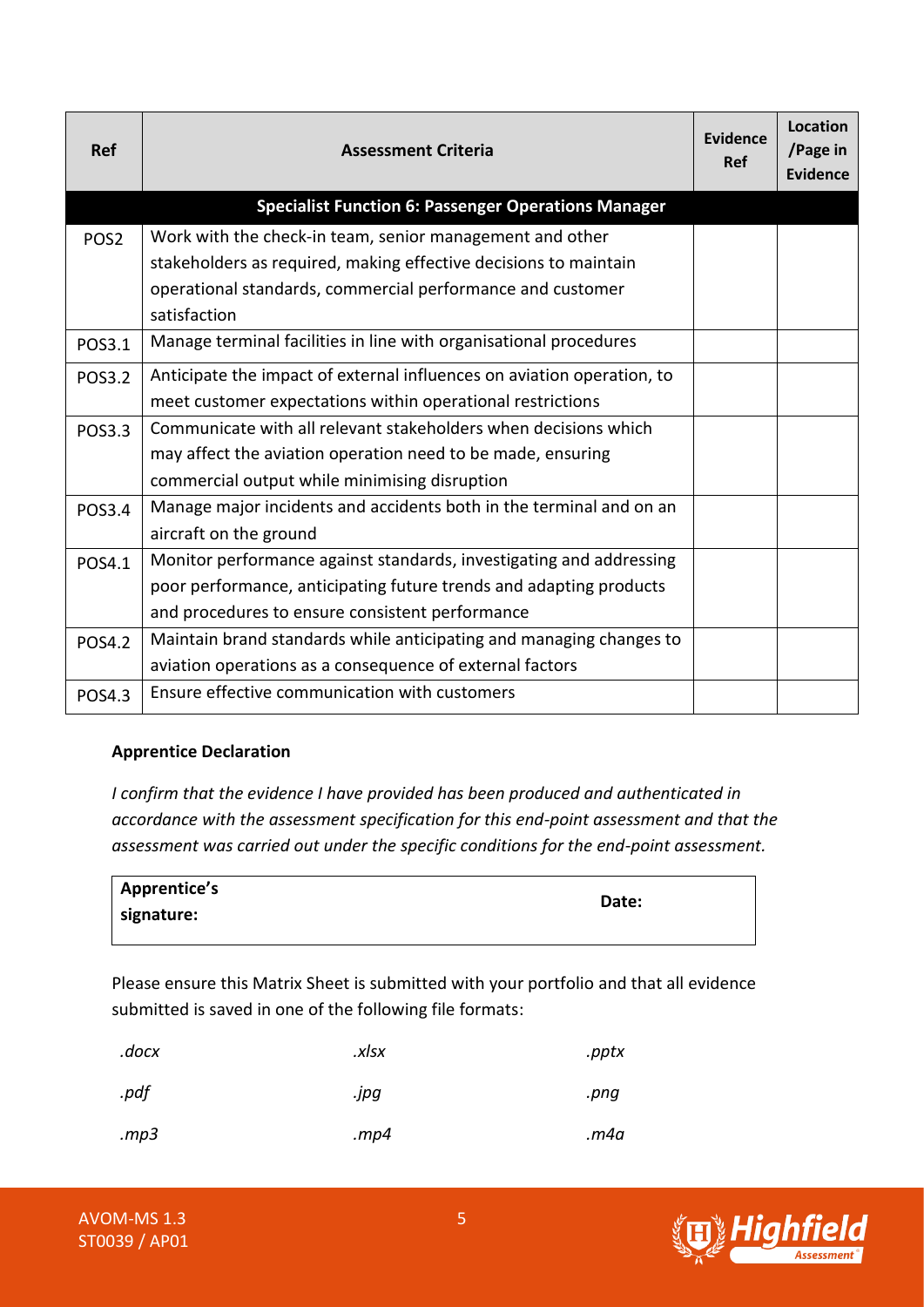| Ref | Assessment Criteria | Evidence Ref | Location /Page in Evidence |
|---|---|---|---|
| | **Specialist Function 6: Passenger Operations Manager** | | |
| POS2 | Work with the check-in team, senior management and other stakeholders as required, making effective decisions to maintain operational standards, commercial performance and customer satisfaction | | |
| POS3.1 | Manage terminal facilities in line with organisational procedures | | |
| POS3.2 | Anticipate the impact of external influences on aviation operation, to meet customer expectations within operational restrictions | | |
| POS3.3 | Communicate with all relevant stakeholders when decisions which may affect the aviation operation need to be made, ensuring commercial output while minimising disruption | | |
| POS3.4 | Manage major incidents and accidents both in the terminal and on an aircraft on the ground | | |
| POS4.1 | Monitor performance against standards, investigating and addressing poor performance, anticipating future trends and adapting products and procedures to ensure consistent performance | | |
| POS4.2 | Maintain brand standards while anticipating and managing changes to aviation operations as a consequence of external factors | | |
| POS4.3 | Ensure effective communication with customers | | |

**Apprentice Declaration**

*I confirm that the evidence I have provided has been produced and authenticated in accordance with the assessment specification for this end-point assessment and that the assessment was carried out under the specific conditions for the end-point assessment.*

| | |
|---|---|
| **Apprentice's signature:** | **Date:** |

Please ensure this Matrix Sheet is submitted with your portfolio and that all evidence submitted is saved in one of the following file formats:

| | | |
|---|---|---|
| *.docx* | *.xlsx* | *.pptx* |
| *.pdf* | *.jpg* | *.png* |
| *.mp3* | *.mp4* | *.m4a* |